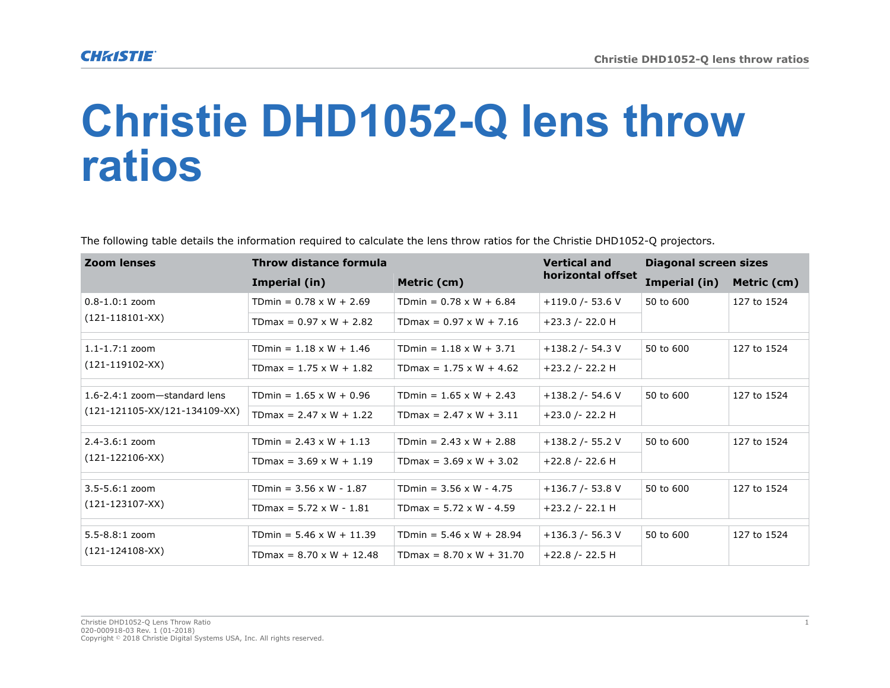# Christie DHD1052-Q lens throw ratios

The following table details the information required to calculate the lens throw ratios for the Christie DHD1052-Q projectors.

| Zoom lenses | Throw distance formula | | Vertical and horizontal offset | Diagonal screen sizes | |
|---|---|---|---|---|---|
| | Imperial (in) | Metric (cm) | | Imperial (in) | Metric (cm) |
| 0.8-1.0:1 zoom (121-118101-XX) | TDmin = 0.78 x W + 2.69 | TDmin = 0.78 x W + 6.84 | +119.0 /- 53.6 V | 50 to 600 | 127 to 1524 |
| | TDmax = 0.97 x W + 2.82 | TDmax = 0.97 x W + 7.16 | +23.3 /- 22.0 H | | |
| 1.1-1.7:1 zoom (121-119102-XX) | TDmin = 1.18 x W + 1.46 | TDmin = 1.18 x W + 3.71 | +138.2 /- 54.3 V | 50 to 600 | 127 to 1524 |
| | TDmax = 1.75 x W + 1.82 | TDmax = 1.75 x W + 4.62 | +23.2 /- 22.2 H | | |
| 1.6-2.4:1 zoom—standard lens (121-121105-XX/121-134109-XX) | TDmin = 1.65 x W + 0.96 | TDmin = 1.65 x W + 2.43 | +138.2 /- 54.6 V | 50 to 600 | 127 to 1524 |
| | TDmax = 2.47 x W + 1.22 | TDmax = 2.47 x W + 3.11 | +23.0 /- 22.2 H | | |
| 2.4-3.6:1 zoom (121-122106-XX) | TDmin = 2.43 x W + 1.13 | TDmin = 2.43 x W + 2.88 | +138.2 /- 55.2 V | 50 to 600 | 127 to 1524 |
| | TDmax = 3.69 x W + 1.19 | TDmax = 3.69 x W + 3.02 | +22.8 /- 22.6 H | | |
| 3.5-5.6:1 zoom (121-123107-XX) | TDmin = 3.56 x W - 1.87 | TDmin = 3.56 x W - 4.75 | +136.7 /- 53.8 V | 50 to 600 | 127 to 1524 |
| | TDmax = 5.72 x W - 1.81 | TDmax = 5.72 x W - 4.59 | +23.2 /- 22.1 H | | |
| 5.5-8.8:1 zoom (121-124108-XX) | TDmin = 5.46 x W + 11.39 | TDmin = 5.46 x W + 28.94 | +136.3 /- 56.3 V | 50 to 600 | 127 to 1524 |
| | TDmax = 8.70 x W + 12.48 | TDmax = 8.70 x W + 31.70 | +22.8 /- 22.5 H | | |

Christie DHD1052-Q Lens Throw Ratio
020-000918-03 Rev. 1 (01-2018)
Copyright © 2018 Christie Digital Systems USA, Inc. All rights reserved.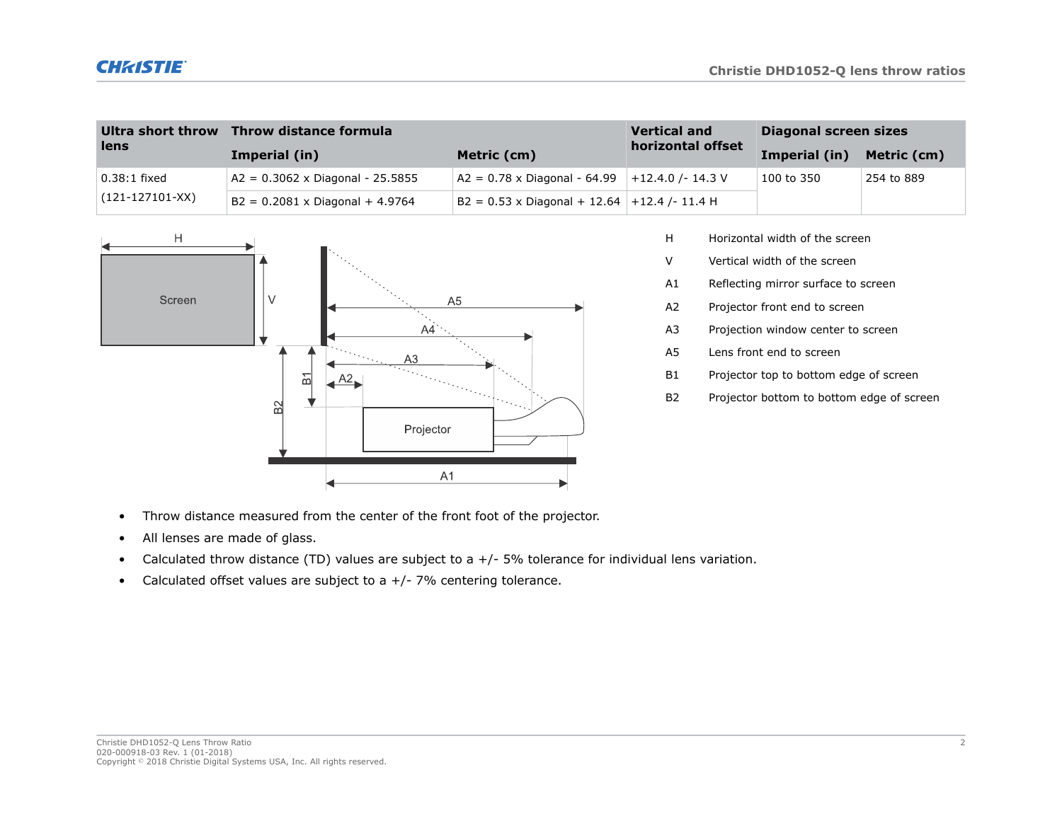| Ultra short throw lens | Throw distance formula | | Vertical and horizontal offset | Diagonal screen sizes | |
|---|---|---|---|---|---|
| | Imperial (in) | Metric (cm) | | Imperial (in) | Metric (cm) |
| 0.38:1 fixed (121-127101-XX) | A2 = 0.3062 x Diagonal - 25.5855 | A2 = 0.78 x Diagonal - 64.99 | +12.4.0 /- 14.3 V | 100 to 350 | 254 to 889 |
| | B2 = 0.2081 x Diagonal + 4.9764 | B2 = 0.53 x Diagonal + 12.64 | +12.4 /- 11.4 H | | |

H
V
Screen
A5
A4
A3
A2
B1
B2
Projector
A1

| | |
|---|---|
| H | Horizontal width of the screen |
| V | Vertical width of the screen |
| A1 | Reflecting mirror surface to screen |
| A2 | Projector front end to screen |
| A3 | Projection window center to screen |
| A5 | Lens front end to screen |
| B1 | Projector top to bottom edge of screen |
| B2 | Projector bottom to bottom edge of screen |

- Throw distance measured from the center of the front foot of the projector.
- All lenses are made of glass.
- Calculated throw distance (TD) values are subject to a +/- 5% tolerance for individual lens variation.
- Calculated offset values are subject to a +/- 7% centering tolerance.